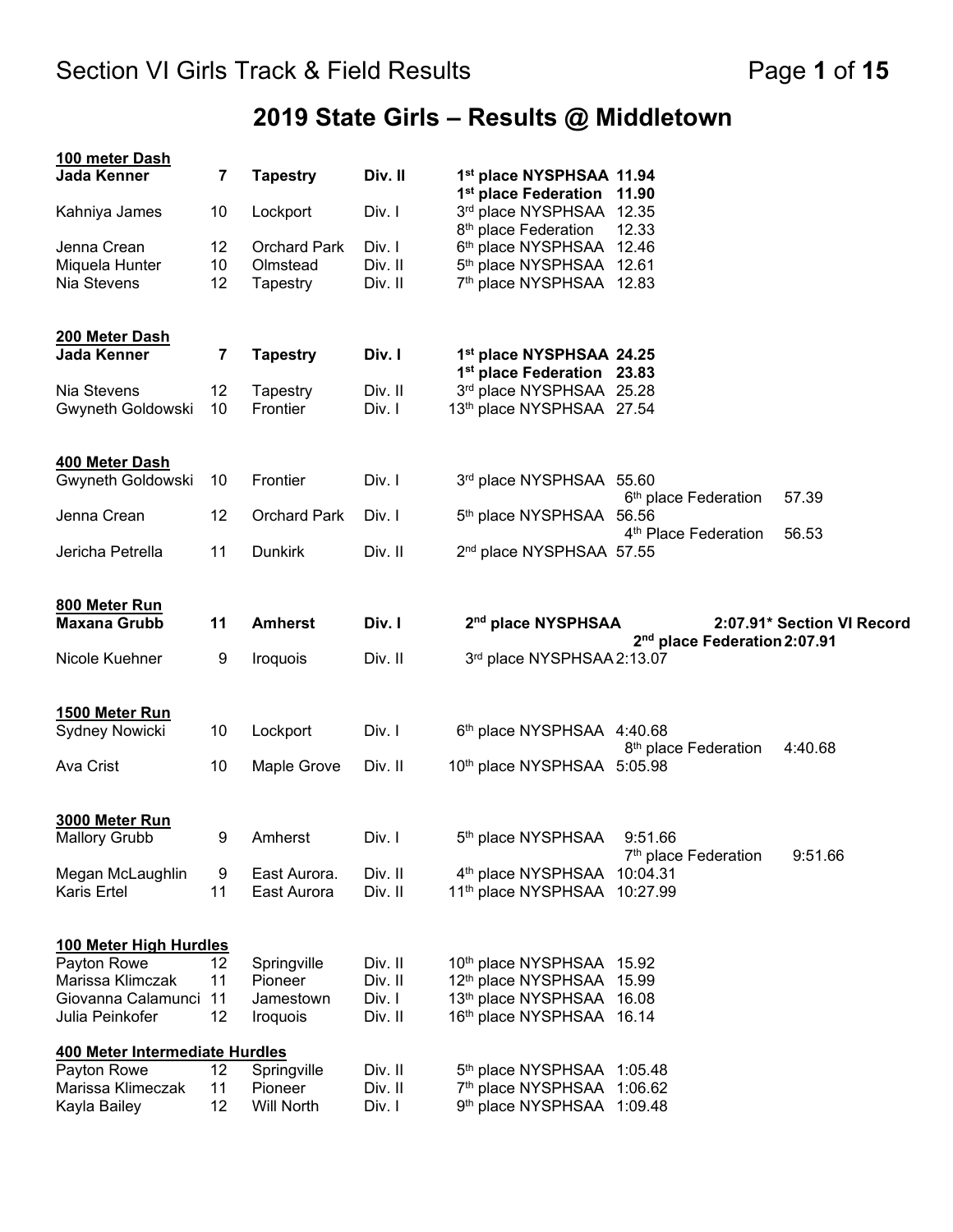## Section VI Girls Track & Field Results

# 2019 State Girls – Results @ Middletown

### 100 meter Dash

| Name | Grade | School | Division | Place | Time |
|---|---|---|---|---|---|
| **Jada Kenner** | **7** | **Tapestry** | **Div. II** | **1st place NYSPHSAA** | **11.94** |
| | | | | **1st place Federation** | **11.90** |
| Kahniya James | 10 | Lockport | Div. I | 3rd place NYSPHSAA | 12.35 |
| | | | | 8th place Federation | 12.33 |
| Jenna Crean | 12 | Orchard Park | Div. I | 6th place NYSPHSAA | 12.46 |
| Miquela Hunter | 10 | Olmstead | Div. II | 5th place NYSPHSAA | 12.61 |
| Nia Stevens | 12 | Tapestry | Div. II | 7th place NYSPHSAA | 12.83 |

### 200 Meter Dash

| Name | Grade | School | Division | Place | Time |
|---|---|---|---|---|---|
| **Jada Kenner** | **7** | **Tapestry** | **Div. I** | **1st place NYSPHSAA** | **24.25** |
| | | | | **1st place Federation** | **23.83** |
| Nia Stevens | 12 | Tapestry | Div. II | 3rd place NYSPHSAA | 25.28 |
| Gwyneth Goldowski | 10 | Frontier | Div. I | 13th place NYSPHSAA | 27.54 |

### 400 Meter Dash

| Name | Grade | School | Division | Place | Time | Federation Place | Federation Time |
|---|---|---|---|---|---|---|---|
| Gwyneth Goldowski | 10 | Frontier | Div. I | 3rd place NYSPHSAA | 55.60 | 6th place Federation | 57.39 |
| Jenna Crean | 12 | Orchard Park | Div. I | 5th place NYSPHSAA | 56.56 | 4th Place Federation | 56.53 |
| Jericha Petrella | 11 | Dunkirk | Div. II | 2nd place NYSPHSAA | 57.55 | | |

### 800 Meter Run

| Name | Grade | School | Division | Place | Time |
|---|---|---|---|---|---|
| **Maxana Grubb** | **11** | **Amherst** | **Div. I** | **2nd place NYSPHSAA** | **2:07.91* Section VI Record** |
| | | | | **2nd place Federation** | **2:07.91** |
| Nicole Kuehner | 9 | Iroquois | Div. II | 3rd place NYSPHSAA | 2:13.07 |

### 1500 Meter Run

| Name | Grade | School | Division | Place | Time | Federation Place | Federation Time |
|---|---|---|---|---|---|---|---|
| Sydney Nowicki | 10 | Lockport | Div. I | 6th place NYSPHSAA | 4:40.68 | 8th place Federation | 4:40.68 |
| Ava Crist | 10 | Maple Grove | Div. II | 10th place NYSPHSAA | 5:05.98 | | |

### 3000 Meter Run

| Name | Grade | School | Division | Place | Time | Federation Place | Federation Time |
|---|---|---|---|---|---|---|---|
| Mallory Grubb | 9 | Amherst | Div. I | 5th place NYSPHSAA | 9:51.66 | 7th place Federation | 9:51.66 |
| Megan McLaughlin | 9 | East Aurora. | Div. II | 4th place NYSPHSAA | 10:04.31 | | |
| Karis Ertel | 11 | East Aurora | Div. II | 11th place NYSPHSAA | 10:27.99 | | |

### 100 Meter High Hurdles

| Name | Grade | School | Division | Place | Time |
|---|---|---|---|---|---|
| Payton Rowe | 12 | Springville | Div. II | 10th place NYSPHSAA | 15.92 |
| Marissa Klimczak | 11 | Pioneer | Div. II | 12th place NYSPHSAA | 15.99 |
| Giovanna Calamunci | 11 | Jamestown | Div. I | 13th place NYSPHSAA | 16.08 |
| Julia Peinkofer | 12 | Iroquois | Div. II | 16th place NYSPHSAA | 16.14 |

### 400 Meter Intermediate Hurdles

| Name | Grade | School | Division | Place | Time |
|---|---|---|---|---|---|
| Payton Rowe | 12 | Springville | Div. II | 5th place NYSPHSAA | 1:05.48 |
| Marissa Klimeczak | 11 | Pioneer | Div. II | 7th place NYSPHSAA | 1:06.62 |
| Kayla Bailey | 12 | Will North | Div. I | 9th place NYSPHSAA | 1:09.48 |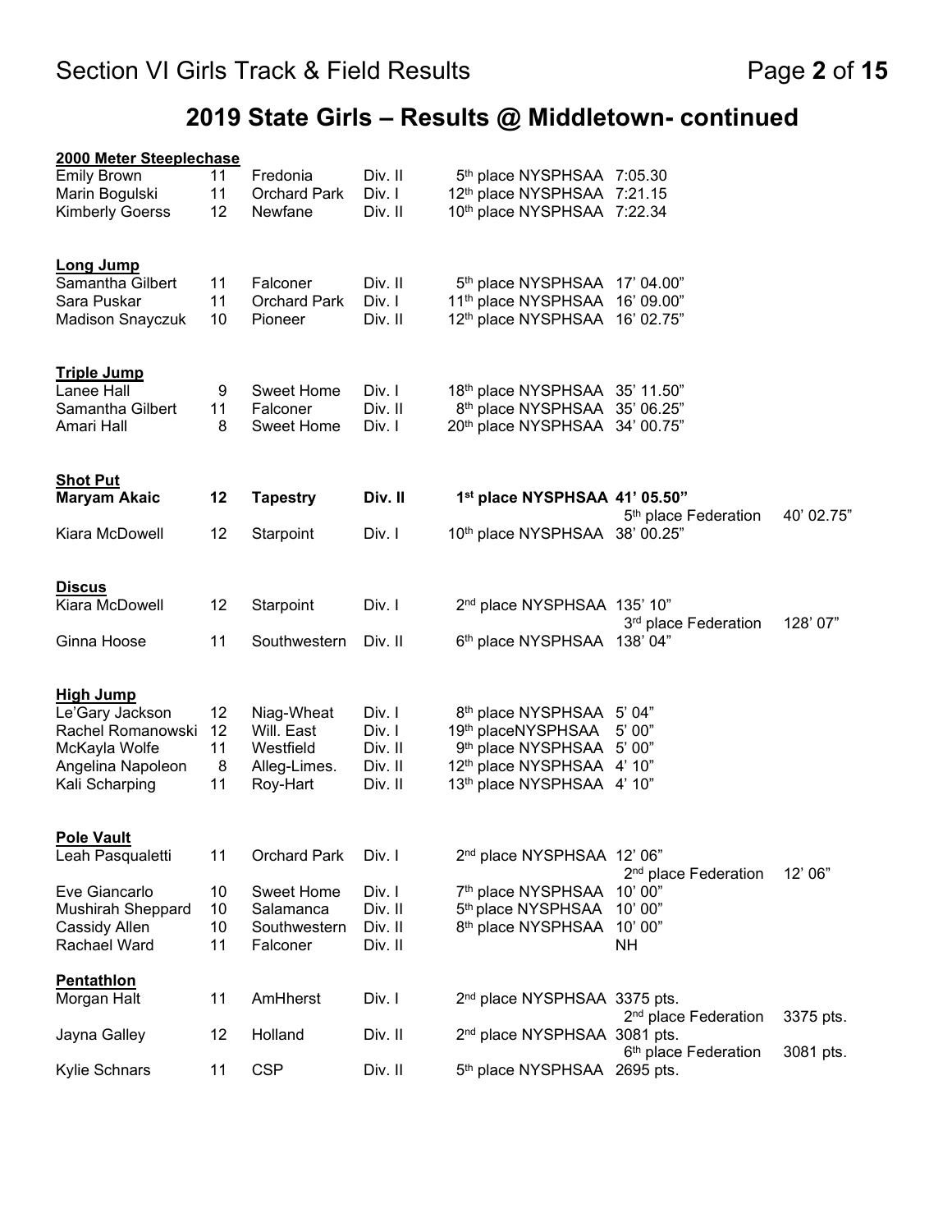## 2019 State Girls – Results @ Middletown- continued

**2000 Meter Steeplechase**

| Name | Grade | School | Division | NYSPHSAA | Federation | |
|---|---|---|---|---|---|---|
| Emily Brown | 11 | Fredonia | Div. II | 5th place NYSPHSAA 7:05.30 | | |
| Marin Bogulski | 11 | Orchard Park | Div. I | 12th place NYSPHSAA 7:21.15 | | |
| Kimberly Goerss | 12 | Newfane | Div. II | 10th place NYSPHSAA 7:22.34 | | |

**Long Jump**

| Name | Grade | School | Division | NYSPHSAA | Federation | |
|---|---|---|---|---|---|---|
| Samantha Gilbert | 11 | Falconer | Div. II | 5th place NYSPHSAA 17' 04.00" | | |
| Sara Puskar | 11 | Orchard Park | Div. I | 11th place NYSPHSAA 16' 09.00" | | |
| Madison Snayczuk | 10 | Pioneer | Div. II | 12th place NYSPHSAA 16' 02.75" | | |

**Triple Jump**

| Name | Grade | School | Division | NYSPHSAA | Federation | |
|---|---|---|---|---|---|---|
| Lanee Hall | 9 | Sweet Home | Div. I | 18th place NYSPHSAA 35' 11.50" | | |
| Samantha Gilbert | 11 | Falconer | Div. II | 8th place NYSPHSAA 35' 06.25" | | |
| Amari Hall | 8 | Sweet Home | Div. I | 20th place NYSPHSAA 34' 00.75" | | |

**Shot Put**

| Name | Grade | School | Division | NYSPHSAA | Federation | |
|---|---|---|---|---|---|---|
| **Maryam Akaic** | **12** | **Tapestry** | **Div. II** | **1st place NYSPHSAA 41' 05.50"** | 5th place Federation | 40' 02.75" |
| Kiara McDowell | 12 | Starpoint | Div. I | 10th place NYSPHSAA 38' 00.25" | | |

**Discus**

| Name | Grade | School | Division | NYSPHSAA | Federation | |
|---|---|---|---|---|---|---|
| Kiara McDowell | 12 | Starpoint | Div. I | 2nd place NYSPHSAA 135' 10" | 3rd place Federation | 128' 07" |
| Ginna Hoose | 11 | Southwestern | Div. II | 6th place NYSPHSAA 138' 04" | | |

**High Jump**

| Name | Grade | School | Division | NYSPHSAA | Federation | |
|---|---|---|---|---|---|---|
| Le'Gary Jackson | 12 | Niag-Wheat | Div. I | 8th place NYSPHSAA 5' 04" | | |
| Rachel Romanowski | 12 | Will. East | Div. I | 19th placeNYSPHSAA 5' 00" | | |
| McKayla Wolfe | 11 | Westfield | Div. II | 9th place NYSPHSAA 5' 00" | | |
| Angelina Napoleon | 8 | Alleg-Limes. | Div. II | 12th place NYSPHSAA 4' 10" | | |
| Kali Scharping | 11 | Roy-Hart | Div. II | 13th place NYSPHSAA 4' 10" | | |

**Pole Vault**

| Name | Grade | School | Division | NYSPHSAA | Federation | |
|---|---|---|---|---|---|---|
| Leah Pasqualetti | 11 | Orchard Park | Div. I | 2nd place NYSPHSAA 12' 06" | 2nd place Federation | 12' 06" |
| Eve Giancarlo | 10 | Sweet Home | Div. I | 7th place NYSPHSAA 10' 00" | | |
| Mushirah Sheppard | 10 | Salamanca | Div. II | 5th place NYSPHSAA 10' 00" | | |
| Cassidy Allen | 10 | Southwestern | Div. II | 8th place NYSPHSAA 10' 00" | | |
| Rachael Ward | 11 | Falconer | Div. II | NH | | |

**Pentathlon**

| Name | Grade | School | Division | NYSPHSAA | Federation | |
|---|---|---|---|---|---|---|
| Morgan Halt | 11 | AmHherst | Div. I | 2nd place NYSPHSAA 3375 pts. | 2nd place Federation | 3375 pts. |
| Jayna Galley | 12 | Holland | Div. II | 2nd place NYSPHSAA 3081 pts. | 6th place Federation | 3081 pts. |
| Kylie Schnars | 11 | CSP | Div. II | 5th place NYSPHSAA 2695 pts. | | |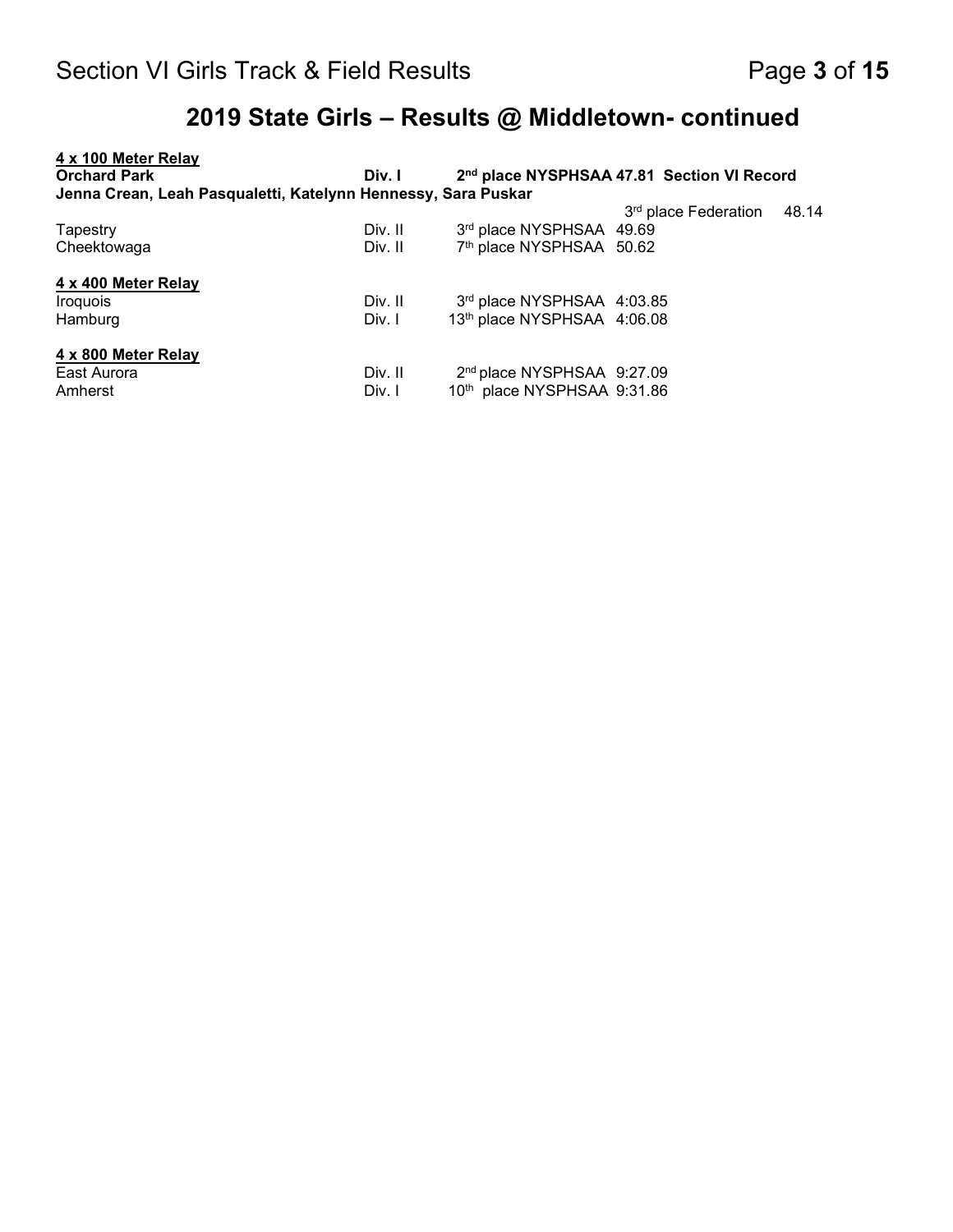## 2019 State Girls – Results @ Middletown- continued

**4 x 100 Meter Relay**

| | | | |
|---|---|---|---|
| **Orchard Park** | **Div. I** | **2nd place NYSPHSAA 47.81** | **Section VI Record** |
| **Jenna Crean, Leah Pasqualetti, Katelynn Hennessy, Sara Puskar** | | | |
| | | | 3rd place Federation 48.14 |
| Tapestry | Div. II | 3rd place NYSPHSAA 49.69 | |
| Cheektowaga | Div. II | 7th place NYSPHSAA 50.62 | |

**4 x 400 Meter Relay**

| | | |
|---|---|---|
| Iroquois | Div. II | 3rd place NYSPHSAA 4:03.85 |
| Hamburg | Div. I | 13th place NYSPHSAA 4:06.08 |

**4 x 800 Meter Relay**

| | | |
|---|---|---|
| East Aurora | Div. II | 2nd place NYSPHSAA 9:27.09 |
| Amherst | Div. I | 10th place NYSPHSAA 9:31.86 |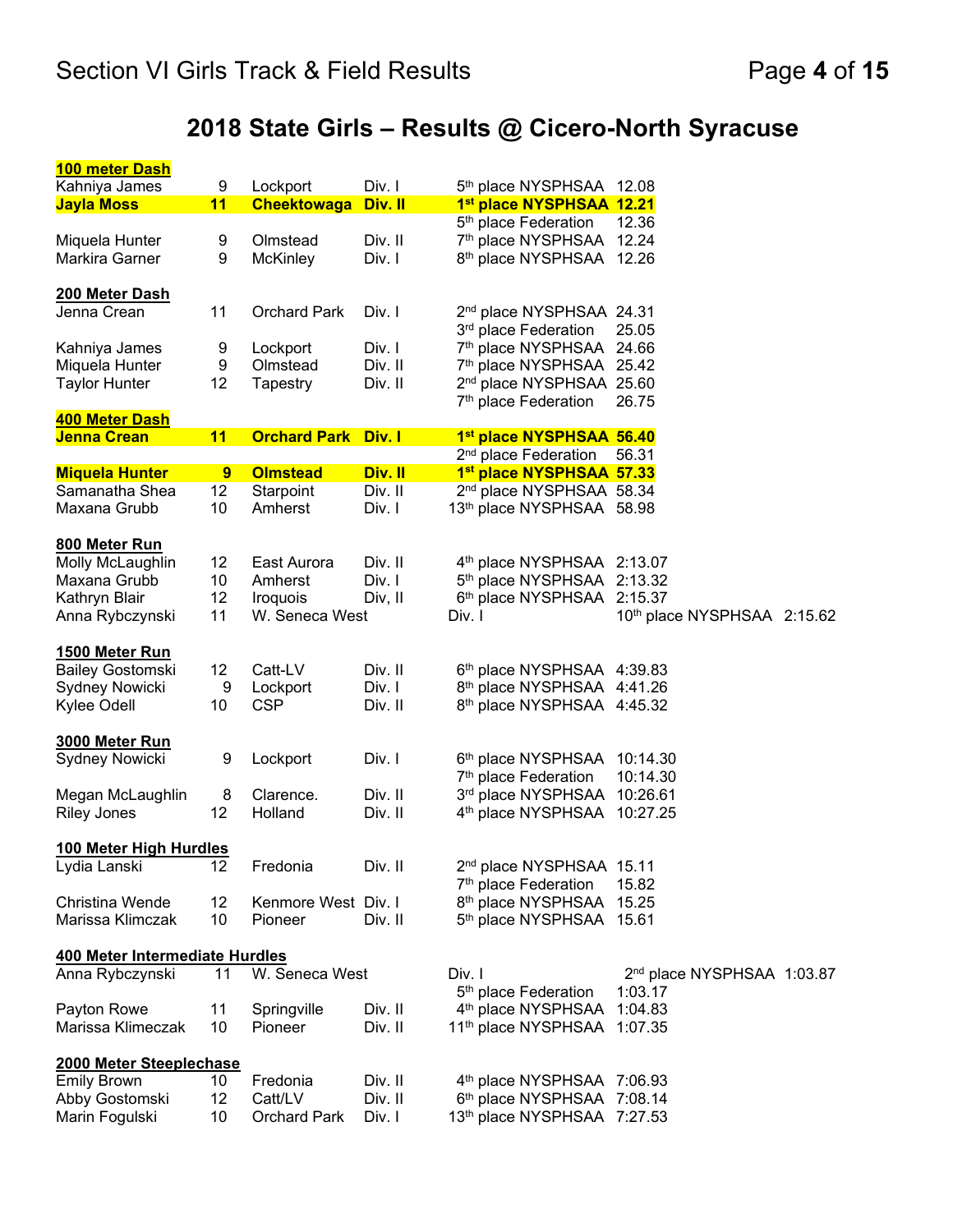# 2018 State Girls – Results @ Cicero-North Syracuse

**100 meter Dash**

| Name | Grade | School | Division | Place | Time |
|---|---|---|---|---|---|
| Kahniya James | 9 | Lockport | Div. I | 5th place NYSPHSAA | 12.08 |
| **Jayla Moss** | **11** | **Cheektowaga** | **Div. II** | **1st place NYSPHSAA** | **12.21** |
| | | | | 5th place Federation | 12.36 |
| Miquela Hunter | 9 | Olmstead | Div. II | 7th place NYSPHSAA | 12.24 |
| Markira Garner | 9 | McKinley | Div. I | 8th place NYSPHSAA | 12.26 |

**200 Meter Dash**

| Name | Grade | School | Division | Place | Time |
|---|---|---|---|---|---|
| Jenna Crean | 11 | Orchard Park | Div. I | 2nd place NYSPHSAA | 24.31 |
| | | | | 3rd place Federation | 25.05 |
| Kahniya James | 9 | Lockport | Div. I | 7th place NYSPHSAA | 24.66 |
| Miquela Hunter | 9 | Olmstead | Div. II | 7th place NYSPHSAA | 25.42 |
| Taylor Hunter | 12 | Tapestry | Div. II | 2nd place NYSPHSAA | 25.60 |
| | | | | 7th place Federation | 26.75 |

**400 Meter Dash**

| Name | Grade | School | Division | Place | Time |
|---|---|---|---|---|---|
| **Jenna Crean** | **11** | **Orchard Park** | **Div. I** | **1st place NYSPHSAA** | **56.40** |
| | | | | 2nd place Federation | 56.31 |
| **Miquela Hunter** | **9** | **Olmstead** | **Div. II** | **1st place NYSPHSAA** | **57.33** |
| Samanatha Shea | 12 | Starpoint | Div. II | 2nd place NYSPHSAA | 58.34 |
| Maxana Grubb | 10 | Amherst | Div. I | 13th place NYSPHSAA | 58.98 |

**800 Meter Run**

| Name | Grade | School | Division | Place | Time |
|---|---|---|---|---|---|
| Molly McLaughlin | 12 | East Aurora | Div. II | 4th place NYSPHSAA | 2:13.07 |
| Maxana Grubb | 10 | Amherst | Div. I | 5th place NYSPHSAA | 2:13.32 |
| Kathryn Blair | 12 | Iroquois | Div, II | 6th place NYSPHSAA | 2:15.37 |
| Anna Rybczynski | 11 | W. Seneca West | Div. I | 10th place NYSPHSAA | 2:15.62 |

**1500 Meter Run**

| Name | Grade | School | Division | Place | Time |
|---|---|---|---|---|---|
| Bailey Gostomski | 12 | Catt-LV | Div. II | 6th place NYSPHSAA | 4:39.83 |
| Sydney Nowicki | 9 | Lockport | Div. I | 8th place NYSPHSAA | 4:41.26 |
| Kylee Odell | 10 | CSP | Div. II | 8th place NYSPHSAA | 4:45.32 |

**3000 Meter Run**

| Name | Grade | School | Division | Place | Time |
|---|---|---|---|---|---|
| Sydney Nowicki | 9 | Lockport | Div. I | 6th place NYSPHSAA | 10:14.30 |
| | | | | 7th place Federation | 10:14.30 |
| Megan McLaughlin | 8 | Clarence. | Div. II | 3rd place NYSPHSAA | 10:26.61 |
| Riley Jones | 12 | Holland | Div. II | 4th place NYSPHSAA | 10:27.25 |

**100 Meter High Hurdles**

| Name | Grade | School | Division | Place | Time |
|---|---|---|---|---|---|
| Lydia Lanski | 12 | Fredonia | Div. II | 2nd place NYSPHSAA | 15.11 |
| | | | | 7th place Federation | 15.82 |
| Christina Wende | 12 | Kenmore West | Div. I | 8th place NYSPHSAA | 15.25 |
| Marissa Klimczak | 10 | Pioneer | Div. II | 5th place NYSPHSAA | 15.61 |

**400 Meter Intermediate Hurdles**

| Name | Grade | School | Division | Place | Time |
|---|---|---|---|---|---|
| Anna Rybczynski | 11 | W. Seneca West | Div. I | 2nd place NYSPHSAA | 1:03.87 |
| | | | | 5th place Federation | 1:03.17 |
| Payton Rowe | 11 | Springville | Div. II | 4th place NYSPHSAA | 1:04.83 |
| Marissa Klimeczak | 10 | Pioneer | Div. II | 11th place NYSPHSAA | 1:07.35 |

**2000 Meter Steeplechase**

| Name | Grade | School | Division | Place | Time |
|---|---|---|---|---|---|
| Emily Brown | 10 | Fredonia | Div. II | 4th place NYSPHSAA | 7:06.93 |
| Abby Gostomski | 12 | Catt/LV | Div. II | 6th place NYSPHSAA | 7:08.14 |
| Marin Fogulski | 10 | Orchard Park | Div. I | 13th place NYSPHSAA | 7:27.53 |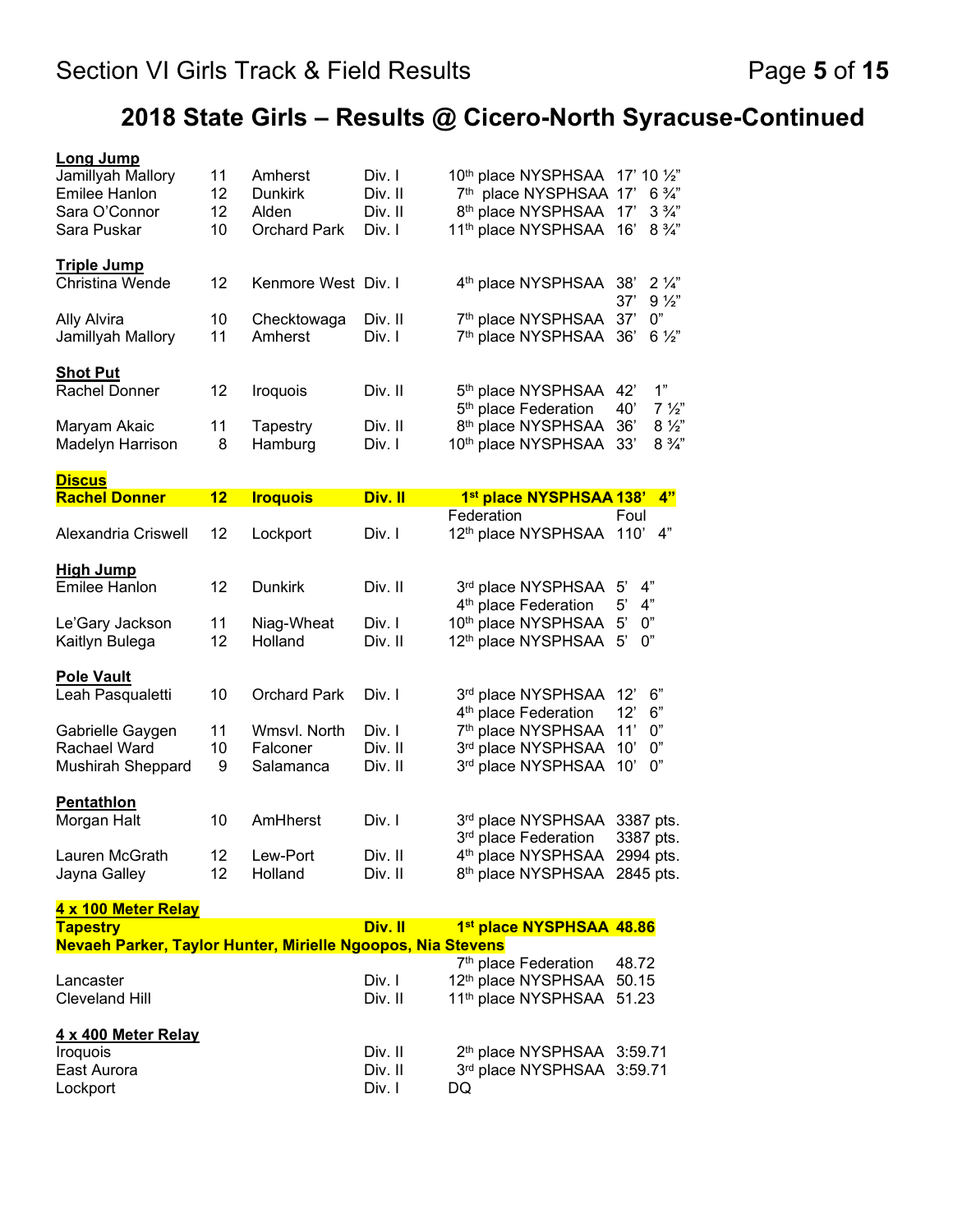# 2018 State Girls – Results @ Cicero-North Syracuse-Continued

**Long Jump**

| Name | Grade | School | Division | Place | Mark |
|---|---|---|---|---|---|
| Jamillyah Mallory | 11 | Amherst | Div. I | 10th place NYSPHSAA | 17' 10 ½" |
| Emilee Hanlon | 12 | Dunkirk | Div. II | 7th place NYSPHSAA | 17' 6 ¾" |
| Sara O'Connor | 12 | Alden | Div. II | 8th place NYSPHSAA | 17' 3 ¾" |
| Sara Puskar | 10 | Orchard Park | Div. I | 11th place NYSPHSAA | 16' 8 ¾" |

**Triple Jump**

| Name | Grade | School | Division | Place | Mark |
|---|---|---|---|---|---|
| Christina Wende | 12 | Kenmore West | Div. I | 4th place NYSPHSAA | 38' 2 ¼" |
| | | | | | 37' 9 ½" |
| Ally Alvira | 10 | Checktowaga | Div. II | 7th place NYSPHSAA | 37' 0" |
| Jamillyah Mallory | 11 | Amherst | Div. I | 7th place NYSPHSAA | 36' 6 ½" |

**Shot Put**

| Name | Grade | School | Division | Place | Mark |
|---|---|---|---|---|---|
| Rachel Donner | 12 | Iroquois | Div. II | 5th place NYSPHSAA | 42' 1" |
| | | | | 5th place Federation | 40' 7 ½" |
| Maryam Akaic | 11 | Tapestry | Div. II | 8th place NYSPHSAA | 36' 8 ½" |
| Madelyn Harrison | 8 | Hamburg | Div. I | 10th place NYSPHSAA | 33' 8 ¾" |

**Discus**

| Name | Grade | School | Division | Place | Mark |
|---|---|---|---|---|---|
| **Rachel Donner** | **12** | **Iroquois** | **Div. II** | **1st place NYSPHSAA** | **138' 4"** |
| | | | | Federation | Foul |
| Alexandria Criswell | 12 | Lockport | Div. I | 12th place NYSPHSAA | 110' 4" |

**High Jump**

| Name | Grade | School | Division | Place | Mark |
|---|---|---|---|---|---|
| Emilee Hanlon | 12 | Dunkirk | Div. II | 3rd place NYSPHSAA | 5' 4" |
| | | | | 4th place Federation | 5' 4" |
| Le'Gary Jackson | 11 | Niag-Wheat | Div. I | 10th place NYSPHSAA | 5' 0" |
| Kaitlyn Bulega | 12 | Holland | Div. II | 12th place NYSPHSAA | 5' 0" |

**Pole Vault**

| Name | Grade | School | Division | Place | Mark |
|---|---|---|---|---|---|
| Leah Pasqualetti | 10 | Orchard Park | Div. I | 3rd place NYSPHSAA | 12' 6" |
| | | | | 4th place Federation | 12' 6" |
| Gabrielle Gaygen | 11 | Wmsvl. North | Div. I | 7th place NYSPHSAA | 11' 0" |
| Rachael Ward | 10 | Falconer | Div. II | 3rd place NYSPHSAA | 10' 0" |
| Mushirah Sheppard | 9 | Salamanca | Div. II | 3rd place NYSPHSAA | 10' 0" |

**Pentathlon**

| Name | Grade | School | Division | Place | Mark |
|---|---|---|---|---|---|
| Morgan Halt | 10 | AmHherst | Div. I | 3rd place NYSPHSAA | 3387 pts. |
| | | | | 3rd place Federation | 3387 pts. |
| Lauren McGrath | 12 | Lew-Port | Div. II | 4th place NYSPHSAA | 2994 pts. |
| Jayna Galley | 12 | Holland | Div. II | 8th place NYSPHSAA | 2845 pts. |

**4 x 100 Meter Relay**

| Team | Division | Place | Mark |
|---|---|---|---|
| **Tapestry** | **Div. II** | **1st place NYSPHSAA** | **48.86** |
| **Nevaeh Parker, Taylor Hunter, Mirielle Ngoopos, Nia Stevens** | | | |
| | | 7th place Federation | 48.72 |
| Lancaster | Div. I | 12th place NYSPHSAA | 50.15 |
| Cleveland Hill | Div. II | 11th place NYSPHSAA | 51.23 |

**4 x 400 Meter Relay**

| Team | Division | Place | Mark |
|---|---|---|---|
| Iroquois | Div. II | 2th place NYSPHSAA | 3:59.71 |
| East Aurora | Div. II | 3rd place NYSPHSAA | 3:59.71 |
| Lockport | Div. I | DQ | |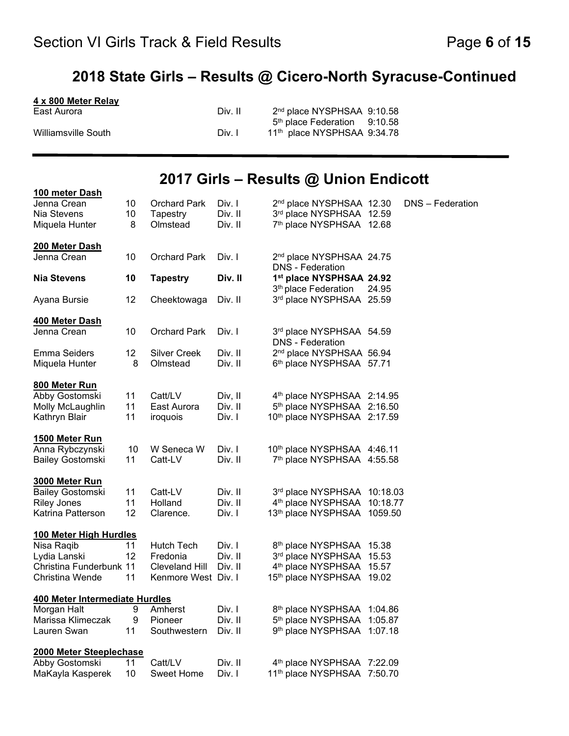## 2018 State Girls – Results @ Cicero-North Syracuse-Continued

**4 x 800 Meter Relay**

| | | | | |
|---|---|---|---|---|
| East Aurora | | Div. II | 2nd place NYSPHSAA | 9:10.58 |
| | | | 5th place Federation | 9:10.58 |
| Williamsville South | | Div. I | 11th place NYSPHSAA | 9:34.78 |

---

## 2017 Girls – Results @ Union Endicott

**100 meter Dash**

| | | | | | | |
|---|---|---|---|---|---|---|
| Jenna Crean | 10 | Orchard Park | Div. I | 2nd place NYSPHSAA | 12.30 | DNS – Federation |
| Nia Stevens | 10 | Tapestry | Div. II | 3rd place NYSPHSAA | 12.59 | |
| Miquela Hunter | 8 | Olmstead | Div. II | 7th place NYSPHSAA | 12.68 | |

**200 Meter Dash**

| | | | | | |
|---|---|---|---|---|---|
| Jenna Crean | 10 | Orchard Park | Div. I | 2nd place NYSPHSAA | 24.75 |
| | | | | DNS - Federation | |
| **Nia Stevens** | **10** | **Tapestry** | **Div. II** | **1st place NYSPHSAA** | **24.92** |
| | | | | 3th place Federation | 24.95 |
| Ayana Bursie | 12 | Cheektowaga | Div. II | 3rd place NYSPHSAA | 25.59 |

**400 Meter Dash**

| | | | | | |
|---|---|---|---|---|---|
| Jenna Crean | 10 | Orchard Park | Div. I | 3rd place NYSPHSAA | 54.59 |
| | | | | DNS - Federation | |
| Emma Seiders | 12 | Silver Creek | Div. II | 2nd place NYSPHSAA | 56.94 |
| Miquela Hunter | 8 | Olmstead | Div. II | 6th place NYSPHSAA | 57.71 |

**800 Meter Run**

| | | | | | |
|---|---|---|---|---|---|
| Abby Gostomski | 11 | Catt/LV | Div, II | 4th place NYSPHSAA | 2:14.95 |
| Molly McLaughlin | 11 | East Aurora | Div. II | 5th place NYSPHSAA | 2:16.50 |
| Kathryn Blair | 11 | iroquois | Div. I | 10th place NYSPHSAA | 2:17.59 |

**1500 Meter Run**

| | | | | | |
|---|---|---|---|---|---|
| Anna Rybczynski | 10 | W Seneca W | Div. I | 10th place NYSPHSAA | 4:46.11 |
| Bailey Gostomski | 11 | Catt-LV | Div. II | 7th place NYSPHSAA | 4:55.58 |

**3000 Meter Run**

| | | | | | |
|---|---|---|---|---|---|
| Bailey Gostomski | 11 | Catt-LV | Div. II | 3rd place NYSPHSAA | 10:18.03 |
| Riley Jones | 11 | Holland | Div. II | 4th place NYSPHSAA | 10:18.77 |
| Katrina Patterson | 12 | Clarence. | Div. I | 13th place NYSPHSAA | 1059.50 |

**100 Meter High Hurdles**

| | | | | | |
|---|---|---|---|---|---|
| Nisa Raqib | 11 | Hutch Tech | Div. I | 8th place NYSPHSAA | 15.38 |
| Lydia Lanski | 12 | Fredonia | Div. II | 3rd place NYSPHSAA | 15.53 |
| Christina Funderbunk | 11 | Cleveland Hill | Div. II | 4th place NYSPHSAA | 15.57 |
| Christina Wende | 11 | Kenmore West | Div. I | 15th place NYSPHSAA | 19.02 |

**400 Meter Intermediate Hurdles**

| | | | | | |
|---|---|---|---|---|---|
| Morgan Halt | 9 | Amherst | Div. I | 8th place NYSPHSAA | 1:04.86 |
| Marissa Klimeczak | 9 | Pioneer | Div. II | 5th place NYSPHSAA | 1:05.87 |
| Lauren Swan | 11 | Southwestern | Div. II | 9th place NYSPHSAA | 1:07.18 |

**2000 Meter Steeplechase**

| | | | | | |
|---|---|---|---|---|---|
| Abby Gostomski | 11 | Catt/LV | Div. II | 4th place NYSPHSAA | 7:22.09 |
| MaKayla Kasperek | 10 | Sweet Home | Div. I | 11th place NYSPHSAA | 7:50.70 |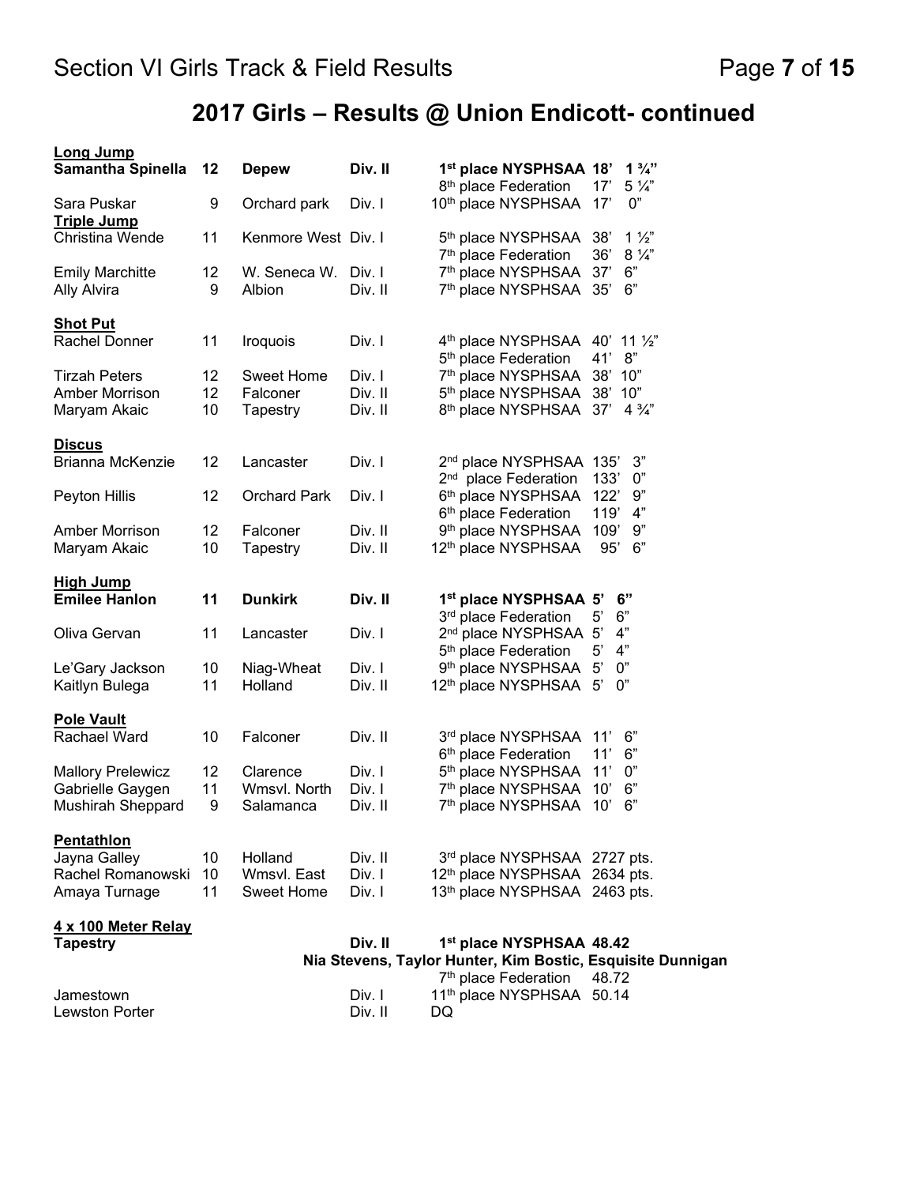## 2017 Girls – Results @ Union Endicott- continued

**Long Jump**

| Name | Grade | School | Division | Place | Mark |
|---|---|---|---|---|---|
| **Samantha Spinella** | **12** | **Depew** | **Div. II** | **1st place NYSPHSAA** | **18' 1 ¾"** |
| | | | | 8th place Federation | 17' 5 ¼" |
| Sara Puskar | 9 | Orchard park | Div. I | 10th place NYSPHSAA | 17' 0" |

**Triple Jump**

| Name | Grade | School | Division | Place | Mark |
|---|---|---|---|---|---|
| Christina Wende | 11 | Kenmore West | Div. I | 5th place NYSPHSAA | 38' 1 ½" |
| | | | | 7th place Federation | 36' 8 ¼" |
| Emily Marchitte | 12 | W. Seneca W. | Div. I | 7th place NYSPHSAA | 37' 6" |
| Ally Alvira | 9 | Albion | Div. II | 7th place NYSPHSAA | 35' 6" |

**Shot Put**

| Name | Grade | School | Division | Place | Mark |
|---|---|---|---|---|---|
| Rachel Donner | 11 | Iroquois | Div. I | 4th place NYSPHSAA | 40' 11 ½" |
| | | | | 5th place Federation | 41' 8" |
| Tirzah Peters | 12 | Sweet Home | Div. I | 7th place NYSPHSAA | 38' 10" |
| Amber Morrison | 12 | Falconer | Div. II | 5th place NYSPHSAA | 38' 10" |
| Maryam Akaic | 10 | Tapestry | Div. II | 8th place NYSPHSAA | 37' 4 ¾" |

**Discus**

| Name | Grade | School | Division | Place | Mark |
|---|---|---|---|---|---|
| Brianna McKenzie | 12 | Lancaster | Div. I | 2nd place NYSPHSAA | 135' 3" |
| | | | | 2nd place Federation | 133' 0" |
| Peyton Hillis | 12 | Orchard Park | Div. I | 6th place NYSPHSAA | 122' 9" |
| | | | | 6th place Federation | 119' 4" |
| Amber Morrison | 12 | Falconer | Div. II | 9th place NYSPHSAA | 109' 9" |
| Maryam Akaic | 10 | Tapestry | Div. II | 12th place NYSPHSAA | 95' 6" |

**High Jump**

| Name | Grade | School | Division | Place | Mark |
|---|---|---|---|---|---|
| **Emilee Hanlon** | **11** | **Dunkirk** | **Div. II** | **1st place NYSPHSAA** | **5' 6"** |
| | | | | 3rd place Federation | 5' 6" |
| Oliva Gervan | 11 | Lancaster | Div. I | 2nd place NYSPHSAA | 5' 4" |
| | | | | 5th place Federation | 5' 4" |
| Le'Gary Jackson | 10 | Niag-Wheat | Div. I | 9th place NYSPHSAA | 5' 0" |
| Kaitlyn Bulega | 11 | Holland | Div. II | 12th place NYSPHSAA | 5' 0" |

**Pole Vault**

| Name | Grade | School | Division | Place | Mark |
|---|---|---|---|---|---|
| Rachael Ward | 10 | Falconer | Div. II | 3rd place NYSPHSAA | 11' 6" |
| | | | | 6th place Federation | 11' 6" |
| Mallory Prelewicz | 12 | Clarence | Div. I | 5th place NYSPHSAA | 11' 0" |
| Gabrielle Gaygen | 11 | Wmsvl. North | Div. I | 7th place NYSPHSAA | 10' 6" |
| Mushirah Sheppard | 9 | Salamanca | Div. II | 7th place NYSPHSAA | 10' 6" |

**Pentathlon**

| Name | Grade | School | Division | Place | Mark |
|---|---|---|---|---|---|
| Jayna Galley | 10 | Holland | Div. II | 3rd place NYSPHSAA | 2727 pts. |
| Rachel Romanowski | 10 | Wmsvl. East | Div. I | 12th place NYSPHSAA | 2634 pts. |
| Amaya Turnage | 11 | Sweet Home | Div. I | 13th place NYSPHSAA | 2463 pts. |

**4 x 100 Meter Relay**

| School | Division | Place | Mark |
|---|---|---|---|
| **Tapestry** | **Div. II** | **1st place NYSPHSAA** | **48.42** |
| | | 7th place Federation | 48.72 |
| Jamestown | Div. I | 11th place NYSPHSAA | 50.14 |
| Lewston Porter | Div. II | DQ | |

**Tapestry relay: Nia Stevens, Taylor Hunter, Kim Bostic, Esquisite Dunnigan**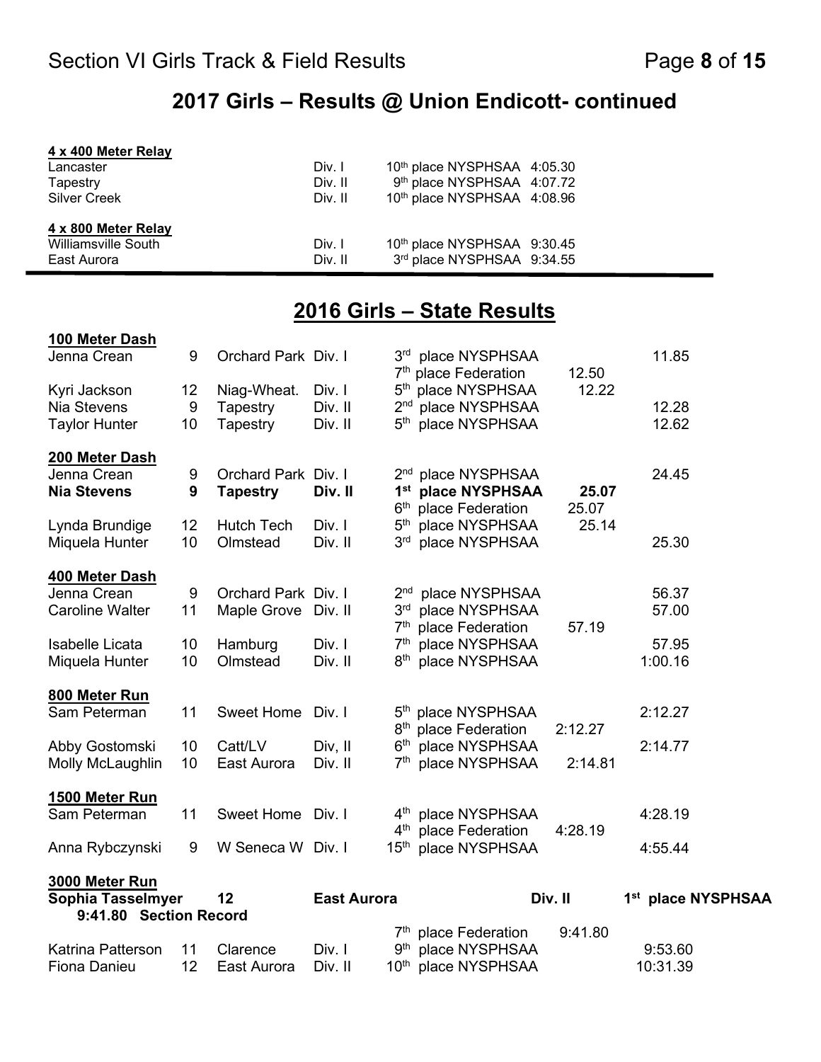## 2017 Girls – Results @ Union Endicott- continued

**4 x 400 Meter Relay**

| Team | Div. | Place | Time |
|---|---|---|---|
| Lancaster | Div. I | 10th place NYSPHSAA | 4:05.30 |
| Tapestry | Div. II | 9th place NYSPHSAA | 4:07.72 |
| Silver Creek | Div. II | 10th place NYSPHSAA | 4:08.96 |

**4 x 800 Meter Relay**

| Team | Div. | Place | Time |
|---|---|---|---|
| Williamsville South | Div. I | 10th place NYSPHSAA | 9:30.45 |
| East Aurora | Div. II | 3rd place NYSPHSAA | 9:34.55 |

## 2016 Girls – State Results

**100 Meter Dash**

| Name | Grade | School | Div. | Place | | Time |
|---|---|---|---|---|---|---|
| Jenna Crean | 9 | Orchard Park | Div. I | 3rd place NYSPHSAA | | 11.85 |
| | | | | 7th place Federation | 12.50 | |
| Kyri Jackson | 12 | Niag-Wheat. | Div. I | 5th place NYSPHSAA | 12.22 | |
| Nia Stevens | 9 | Tapestry | Div. II | 2nd place NYSPHSAA | | 12.28 |
| Taylor Hunter | 10 | Tapestry | Div. II | 5th place NYSPHSAA | | 12.62 |

**200 Meter Dash**

| Name | Grade | School | Div. | Place | | Time |
|---|---|---|---|---|---|---|
| Jenna Crean | 9 | Orchard Park | Div. I | 2nd place NYSPHSAA | | 24.45 |
| **Nia Stevens** | **9** | **Tapestry** | **Div. II** | **1st place NYSPHSAA** | **25.07** | |
| | | | | 6th place Federation | 25.07 | |
| Lynda Brundige | 12 | Hutch Tech | Div. I | 5th place NYSPHSAA | 25.14 | |
| Miquela Hunter | 10 | Olmstead | Div. II | 3rd place NYSPHSAA | | 25.30 |

**400 Meter Dash**

| Name | Grade | School | Div. | Place | | Time |
|---|---|---|---|---|---|---|
| Jenna Crean | 9 | Orchard Park | Div. I | 2nd place NYSPHSAA | | 56.37 |
| Caroline Walter | 11 | Maple Grove | Div. II | 3rd place NYSPHSAA | | 57.00 |
| | | | | 7th place Federation | 57.19 | |
| Isabelle Licata | 10 | Hamburg | Div. I | 7th place NYSPHSAA | | 57.95 |
| Miquela Hunter | 10 | Olmstead | Div. II | 8th place NYSPHSAA | | 1:00.16 |

**800 Meter Run**

| Name | Grade | School | Div. | Place | | Time |
|---|---|---|---|---|---|---|
| Sam Peterman | 11 | Sweet Home | Div. I | 5th place NYSPHSAA | | 2:12.27 |
| | | | | 8th place Federation | 2:12.27 | |
| Abby Gostomski | 10 | Catt/LV | Div, II | 6th place NYSPHSAA | | 2:14.77 |
| Molly McLaughlin | 10 | East Aurora | Div. II | 7th place NYSPHSAA | 2:14.81 | |

**1500 Meter Run**

| Name | Grade | School | Div. | Place | | Time |
|---|---|---|---|---|---|---|
| Sam Peterman | 11 | Sweet Home | Div. I | 4th place NYSPHSAA | | 4:28.19 |
| | | | | 4th place Federation | 4:28.19 | |
| Anna Rybczynski | 9 | W Seneca W | Div. I | 15th place NYSPHSAA | | 4:55.44 |

**3000 Meter Run**

| Name | Grade | School | Div. | Place | | Time |
|---|---|---|---|---|---|---|
| **Sophia Tasselmyer** | **12** | **East Aurora** | **Div. II** | **1st place NYSPHSAA** | | |
| **9:41.80 Section Record** | | | | | | |
| | | | | 7th place Federation | 9:41.80 | |
| Katrina Patterson | 11 | Clarence | Div. I | 9th place NYSPHSAA | | 9:53.60 |
| Fiona Danieu | 12 | East Aurora | Div. II | 10th place NYSPHSAA | | 10:31.39 |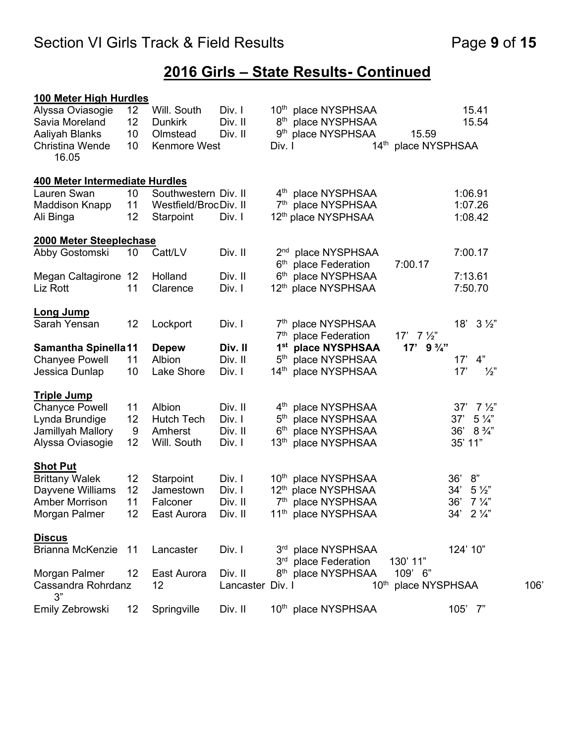## 2016 Girls – State Results- Continued

**100 Meter High Hurdles**

| Name | Grade | School | Division | Place | | Time |
|---|---|---|---|---|---|---|
| Alyssa Oviasogie | 12 | Will. South | Div. I | 10th place NYSPHSAA | | 15.41 |
| Savia Moreland | 12 | Dunkirk | Div. II | 8th place NYSPHSAA | | 15.54 |
| Aaliyah Blanks | 10 | Olmstead | Div. II | 9th place NYSPHSAA | 15.59 | |
| Christina Wende | 10 | Kenmore West | Div. I | 14th place NYSPHSAA | | 16.05 |

**400 Meter Intermediate Hurdles**

| Name | Grade | School | Division | Place | | Time |
|---|---|---|---|---|---|---|
| Lauren Swan | 10 | Southwestern | Div. II | 4th place NYSPHSAA | | 1:06.91 |
| Maddison Knapp | 11 | Westfield/Broc | Div. II | 7th place NYSPHSAA | | 1:07.26 |
| Ali Binga | 12 | Starpoint | Div. I | 12th place NYSPHSAA | | 1:08.42 |

**2000 Meter Steeplechase**

| Name | Grade | School | Division | Place | | Time |
|---|---|---|---|---|---|---|
| Abby Gostomski | 10 | Catt/LV | Div. II | 2nd place NYSPHSAA | | 7:00.17 |
| | | | | 6th place Federation | 7:00.17 | |
| Megan Caltagirone | 12 | Holland | Div. II | 6th place NYSPHSAA | | 7:13.61 |
| Liz Rott | 11 | Clarence | Div. I | 12th place NYSPHSAA | | 7:50.70 |

**Long Jump**

| Name | Grade | School | Division | Place | | Mark |
|---|---|---|---|---|---|---|
| Sarah Yensan | 12 | Lockport | Div. I | 7th place NYSPHSAA | | 18' 3 ½" |
| | | | | 7th place Federation | 17' 7 ½" | |
| **Samantha Spinella** | **11** | **Depew** | **Div. II** | **1st place NYSPHSAA** | **17' 9 ¾"** | |
| Chanyee Powell | 11 | Albion | Div. II | 5th place NYSPHSAA | | 17' 4" |
| Jessica Dunlap | 10 | Lake Shore | Div. I | 14th place NYSPHSAA | | 17' ½" |

**Triple Jump**

| Name | Grade | School | Division | Place | | Mark |
|---|---|---|---|---|---|---|
| Chanyce Powell | 11 | Albion | Div. II | 4th place NYSPHSAA | | 37' 7 ½" |
| Lynda Brundige | 12 | Hutch Tech | Div. I | 5th place NYSPHSAA | | 37' 5 ¼" |
| Jamillyah Mallory | 9 | Amherst | Div. II | 6th place NYSPHSAA | | 36' 8 ¾" |
| Alyssa Oviasogie | 12 | Will. South | Div. I | 13th place NYSPHSAA | | 35' 11" |

**Shot Put**

| Name | Grade | School | Division | Place | | Mark |
|---|---|---|---|---|---|---|
| Brittany Walek | 12 | Starpoint | Div. I | 10th place NYSPHSAA | | 36' 8" |
| Dayvene Williams | 12 | Jamestown | Div. I | 12th place NYSPHSAA | | 34' 5 ½" |
| Amber Morrison | 11 | Falconer | Div. II | 7th place NYSPHSAA | | 36' 7 ¼" |
| Morgan Palmer | 12 | East Aurora | Div. II | 11th place NYSPHSAA | | 34' 2 ¼" |

**Discus**

| Name | Grade | School | Division | Place | | Mark |
|---|---|---|---|---|---|---|
| Brianna McKenzie | 11 | Lancaster | Div. I | 3rd place NYSPHSAA | | 124' 10" |
| | | | | 3rd place Federation | 130' 11" | |
| Morgan Palmer | 12 | East Aurora | Div. II | 8th place NYSPHSAA | 109' 6" | |
| Cassandra Rohrdanz | 12 | Lancaster | Div. I | 10th place NYSPHSAA | | 106' 3" |
| Emily Zebrowski | 12 | Springville | Div. II | 10th place NYSPHSAA | | 105' 7" |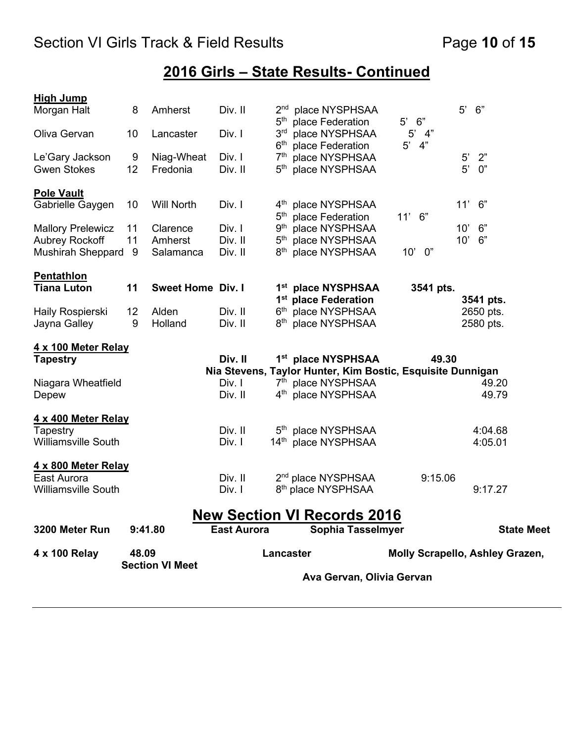## 2016 Girls – State Results- Continued

**High Jump**

| | | | | | | |
|---|---|---|---|---|---|---|
| Morgan Halt | 8 | Amherst | Div. II | 2nd place NYSPHSAA | | 5' 6" |
| | | | | 5th place Federation | 5' 6" | |
| Oliva Gervan | 10 | Lancaster | Div. I | 3rd place NYSPHSAA | 5' 4" | |
| | | | | 6th place Federation | 5' 4" | |
| Le'Gary Jackson | 9 | Niag-Wheat | Div. I | 7th place NYSPHSAA | | 5' 2" |
| Gwen Stokes | 12 | Fredonia | Div. II | 5th place NYSPHSAA | | 5' 0" |

**Pole Vault**

| | | | | | | |
|---|---|---|---|---|---|---|
| Gabrielle Gaygen | 10 | Will North | Div. I | 4th place NYSPHSAA | | 11' 6" |
| | | | | 5th place Federation | 11' 6" | |
| Mallory Prelewicz | 11 | Clarence | Div. I | 9th place NYSPHSAA | | 10' 6" |
| Aubrey Rockoff | 11 | Amherst | Div. II | 5th place NYSPHSAA | | 10' 6" |
| Mushirah Sheppard | 9 | Salamanca | Div. II | 8th place NYSPHSAA | 10' 0" | |

**Pentathlon**

| | | | | | | |
|---|---|---|---|---|---|---|
| **Tiana Luton** | **11** | **Sweet Home** | **Div. I** | **1st place NYSPHSAA** | **3541 pts.** | |
| | | | | **1st place Federation** | | **3541 pts.** |
| Haily Rospierski | 12 | Alden | Div. II | 6th place NYSPHSAA | | 2650 pts. |
| Jayna Galley | 9 | Holland | Div. II | 8th place NYSPHSAA | | 2580 pts. |

**4 x 100 Meter Relay**

| | | | | |
|---|---|---|---|---|
| **Tapestry** | **Div. II** | **1st place NYSPHSAA** | **49.30** | |
| | **Nia Stevens, Taylor Hunter, Kim Bostic, Esquisite Dunnigan** | | | |
| Niagara Wheatfield | Div. I | 7th place NYSPHSAA | | 49.20 |
| Depew | Div. II | 4th place NYSPHSAA | | 49.79 |

**4 x 400 Meter Relay**

| | | | | |
|---|---|---|---|---|
| Tapestry | Div. II | 5th place NYSPHSAA | | 4:04.68 |
| Williamsville South | Div. I | 14th place NYSPHSAA | | 4:05.01 |

**4 x 800 Meter Relay**

| | | | | |
|---|---|---|---|---|
| East Aurora | Div. II | 2nd place NYSPHSAA | 9:15.06 | |
| Williamsville South | Div. I | 8th place NYSPHSAA | | 9:17.27 |

## New Section VI Records 2016

| | | | | |
|---|---|---|---|---|
| **3200 Meter Run** | **9:41.80** | **East Aurora** | **Sophia Tasselmyer** | **State Meet** |
| **4 x 100 Relay** | **48.09 Section VI Meet** | **Lancaster** | **Molly Scrapello, Ashley Grazen, Ava Gervan, Olivia Gervan** | |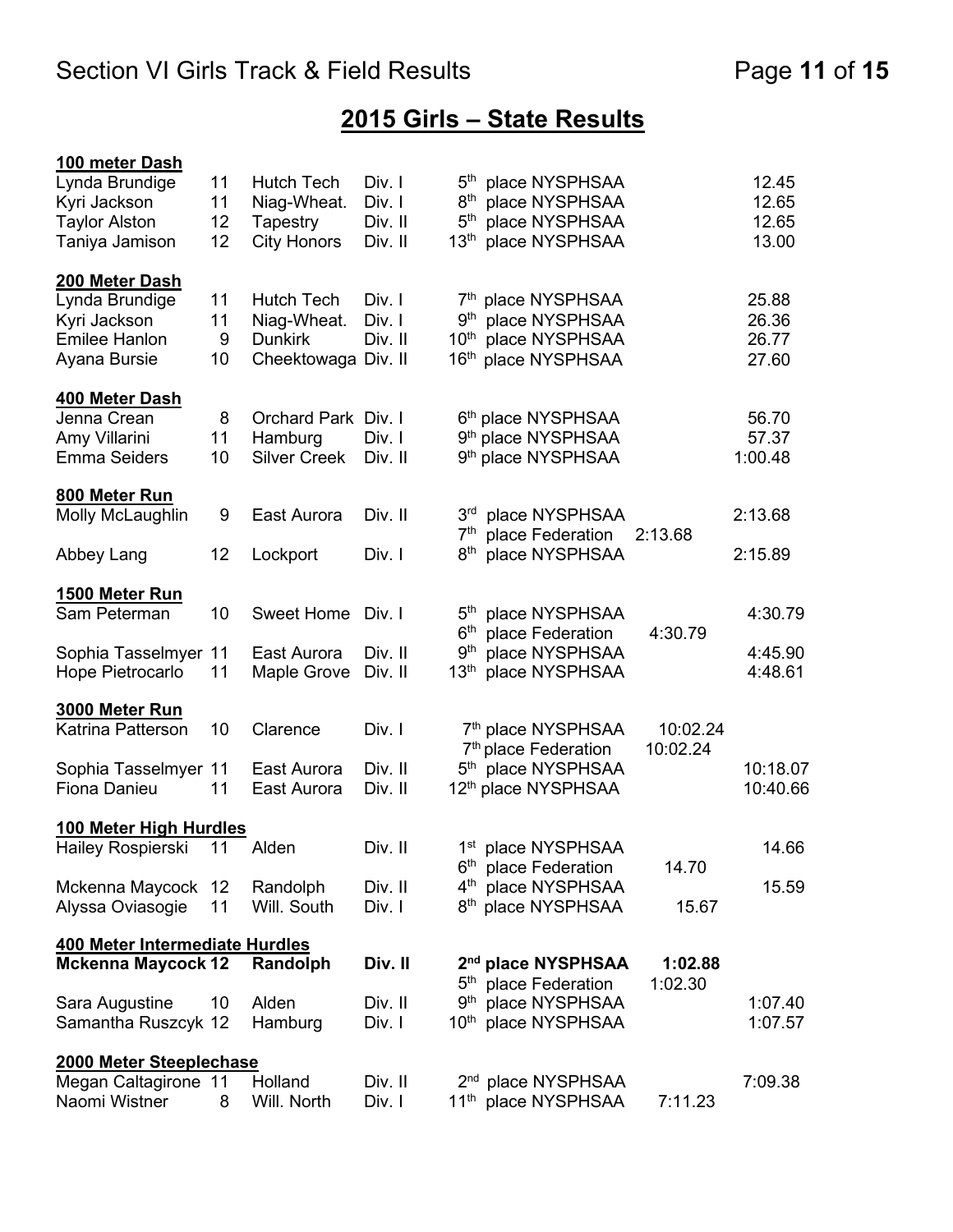## 2015 Girls – State Results

**100 meter Dash**

| Name | Grade | School | Division | Place | | Time |
|---|---|---|---|---|---|---|
| Lynda Brundige | 11 | Hutch Tech | Div. I | 5th place NYSPHSAA | | 12.45 |
| Kyri Jackson | 11 | Niag-Wheat. | Div. I | 8th place NYSPHSAA | | 12.65 |
| Taylor Alston | 12 | Tapestry | Div. II | 5th place NYSPHSAA | | 12.65 |
| Taniya Jamison | 12 | City Honors | Div. II | 13th place NYSPHSAA | | 13.00 |

**200 Meter Dash**

| Name | Grade | School | Division | Place | | Time |
|---|---|---|---|---|---|---|
| Lynda Brundige | 11 | Hutch Tech | Div. I | 7th place NYSPHSAA | | 25.88 |
| Kyri Jackson | 11 | Niag-Wheat. | Div. I | 9th place NYSPHSAA | | 26.36 |
| Emilee Hanlon | 9 | Dunkirk | Div. II | 10th place NYSPHSAA | | 26.77 |
| Ayana Bursie | 10 | Cheektowaga | Div. II | 16th place NYSPHSAA | | 27.60 |

**400 Meter Dash**

| Name | Grade | School | Division | Place | | Time |
|---|---|---|---|---|---|---|
| Jenna Crean | 8 | Orchard Park | Div. I | 6th place NYSPHSAA | | 56.70 |
| Amy Villarini | 11 | Hamburg | Div. I | 9th place NYSPHSAA | | 57.37 |
| Emma Seiders | 10 | Silver Creek | Div. II | 9th place NYSPHSAA | | 1:00.48 |

**800 Meter Run**

| Name | Grade | School | Division | Place | | Time |
|---|---|---|---|---|---|---|
| Molly McLaughlin | 9 | East Aurora | Div. II | 3rd place NYSPHSAA | | 2:13.68 |
| | | | | 7th place Federation | 2:13.68 | |
| Abbey Lang | 12 | Lockport | Div. I | 8th place NYSPHSAA | | 2:15.89 |

**1500 Meter Run**

| Name | Grade | School | Division | Place | | Time |
|---|---|---|---|---|---|---|
| Sam Peterman | 10 | Sweet Home | Div. I | 5th place NYSPHSAA | | 4:30.79 |
| | | | | 6th place Federation | 4:30.79 | |
| Sophia Tasselmyer | 11 | East Aurora | Div. II | 9th place NYSPHSAA | | 4:45.90 |
| Hope Pietrocarlo | 11 | Maple Grove | Div. II | 13th place NYSPHSAA | | 4:48.61 |

**3000 Meter Run**

| Name | Grade | School | Division | Place | | Time |
|---|---|---|---|---|---|---|
| Katrina Patterson | 10 | Clarence | Div. I | 7th place NYSPHSAA | 10:02.24 | |
| | | | | 7th place Federation | 10:02.24 | |
| Sophia Tasselmyer | 11 | East Aurora | Div. II | 5th place NYSPHSAA | | 10:18.07 |
| Fiona Danieu | 11 | East Aurora | Div. II | 12th place NYSPHSAA | | 10:40.66 |

**100 Meter High Hurdles**

| Name | Grade | School | Division | Place | | Time |
|---|---|---|---|---|---|---|
| Hailey Rospierski | 11 | Alden | Div. II | 1st place NYSPHSAA | | 14.66 |
| | | | | 6th place Federation | 14.70 | |
| Mckenna Maycock | 12 | Randolph | Div. II | 4th place NYSPHSAA | | 15.59 |
| Alyssa Oviasogie | 11 | Will. South | Div. I | 8th place NYSPHSAA | 15.67 | |

**400 Meter Intermediate Hurdles**

| Name | Grade | School | Division | Place | | Time |
|---|---|---|---|---|---|---|
| **Mckenna Maycock** | **12** | **Randolph** | **Div. II** | **2nd place NYSPHSAA** | **1:02.88** | |
| | | | | 5th place Federation | 1:02.30 | |
| Sara Augustine | 10 | Alden | Div. II | 9th place NYSPHSAA | | 1:07.40 |
| Samantha Ruszcyk | 12 | Hamburg | Div. I | 10th place NYSPHSAA | | 1:07.57 |

**2000 Meter Steeplechase**

| Name | Grade | School | Division | Place | | Time |
|---|---|---|---|---|---|---|
| Megan Caltagirone | 11 | Holland | Div. II | 2nd place NYSPHSAA | | 7:09.38 |
| Naomi Wistner | 8 | Will. North | Div. I | 11th place NYSPHSAA | 7:11.23 | |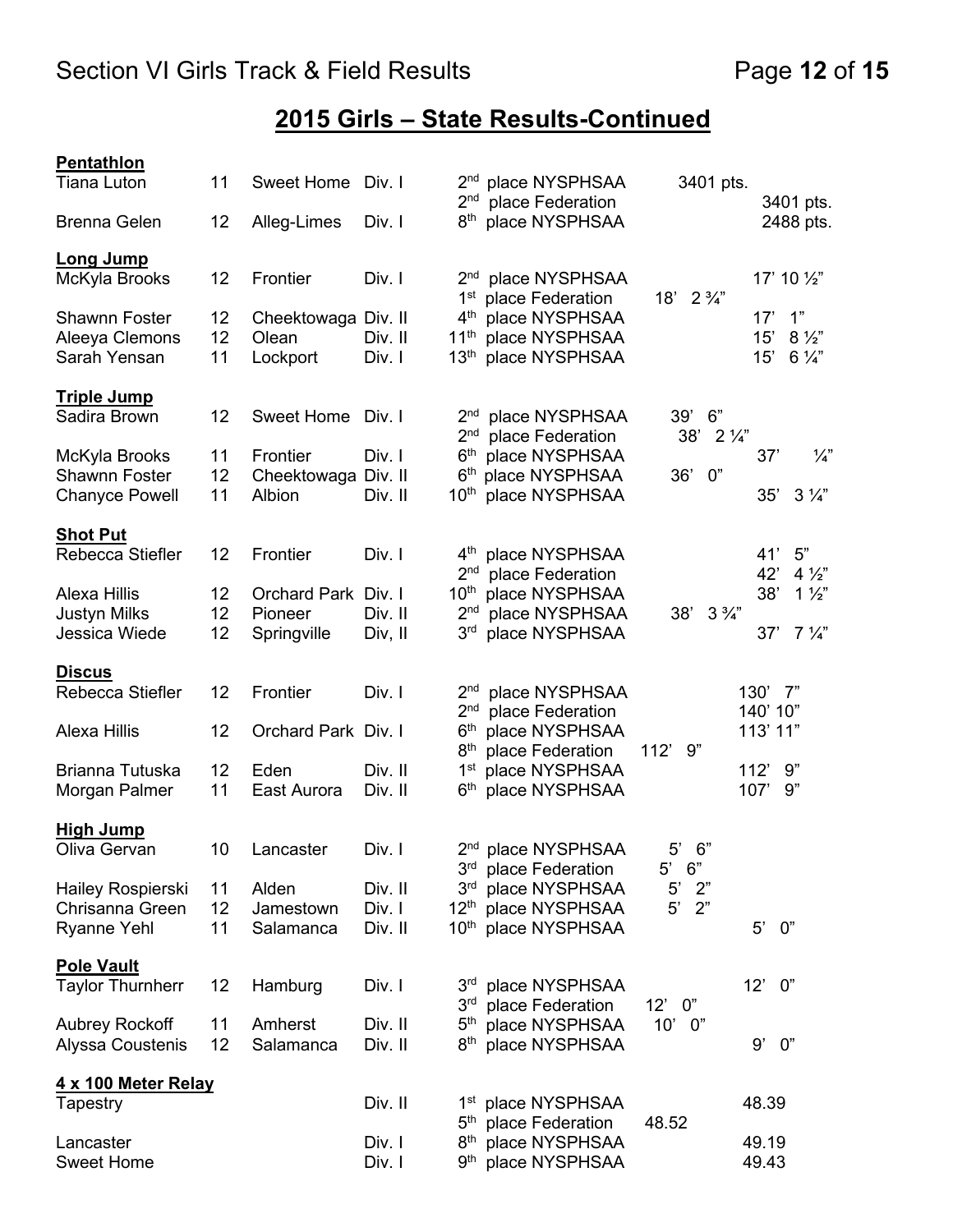## 2015 Girls – State Results-Continued

**Pentathlon**

| Name | Grade | School | Division | Place | Mark | Mark |
|---|---|---|---|---|---|---|
| Tiana Luton | 11 | Sweet Home | Div. I | 2nd place NYSPHSAA | 3401 pts. | |
| | | | | 2nd place Federation | | 3401 pts. |
| Brenna Gelen | 12 | Alleg-Limes | Div. I | 8th place NYSPHSAA | | 2488 pts. |

**Long Jump**

| Name | Grade | School | Division | Place | Mark | Mark |
|---|---|---|---|---|---|---|
| McKyla Brooks | 12 | Frontier | Div. I | 2nd place NYSPHSAA | | 17' 10 ½" |
| | | | | 1st place Federation | 18' 2 ¾" | |
| Shawnn Foster | 12 | Cheektowaga | Div. II | 4th place NYSPHSAA | | 17' 1" |
| Aleeya Clemons | 12 | Olean | Div. II | 11th place NYSPHSAA | | 15' 8 ½" |
| Sarah Yensan | 11 | Lockport | Div. I | 13th place NYSPHSAA | | 15' 6 ¼" |

**Triple Jump**

| Name | Grade | School | Division | Place | Mark | Mark |
|---|---|---|---|---|---|---|
| Sadira Brown | 12 | Sweet Home | Div. I | 2nd place NYSPHSAA | 39' 6" | |
| | | | | 2nd place Federation | 38' 2 ¼" | |
| McKyla Brooks | 11 | Frontier | Div. I | 6th place NYSPHSAA | | 37' ¼" |
| Shawnn Foster | 12 | Cheektowaga | Div. II | 6th place NYSPHSAA | 36' 0" | |
| Chanyce Powell | 11 | Albion | Div. II | 10th place NYSPHSAA | | 35' 3 ¼" |

**Shot Put**

| Name | Grade | School | Division | Place | Mark | Mark |
|---|---|---|---|---|---|---|
| Rebecca Stiefler | 12 | Frontier | Div. I | 4th place NYSPHSAA | | 41' 5" |
| | | | | 2nd place Federation | | 42' 4 ½" |
| Alexa Hillis | 12 | Orchard Park | Div. I | 10th place NYSPHSAA | | 38' 1 ½" |
| Justyn Milks | 12 | Pioneer | Div. II | 2nd place NYSPHSAA | 38' 3 ¾" | |
| Jessica Wiede | 12 | Springville | Div, II | 3rd place NYSPHSAA | | 37' 7 ¼" |

**Discus**

| Name | Grade | School | Division | Place | Mark | Mark |
|---|---|---|---|---|---|---|
| Rebecca Stiefler | 12 | Frontier | Div. I | 2nd place NYSPHSAA | | 130' 7" |
| | | | | 2nd place Federation | | 140' 10" |
| Alexa Hillis | 12 | Orchard Park | Div. I | 6th place NYSPHSAA | | 113' 11" |
| | | | | 8th place Federation | 112' 9" | |
| Brianna Tutuska | 12 | Eden | Div. II | 1st place NYSPHSAA | | 112' 9" |
| Morgan Palmer | 11 | East Aurora | Div. II | 6th place NYSPHSAA | | 107' 9" |

**High Jump**

| Name | Grade | School | Division | Place | Mark | Mark |
|---|---|---|---|---|---|---|
| Oliva Gervan | 10 | Lancaster | Div. I | 2nd place NYSPHSAA | 5' 6" | |
| | | | | 3rd place Federation | 5' 6" | |
| Hailey Rospierski | 11 | Alden | Div. II | 3rd place NYSPHSAA | 5' 2" | |
| Chrisanna Green | 12 | Jamestown | Div. I | 12th place NYSPHSAA | 5' 2" | |
| Ryanne Yehl | 11 | Salamanca | Div. II | 10th place NYSPHSAA | | 5' 0" |

**Pole Vault**

| Name | Grade | School | Division | Place | Mark | Mark |
|---|---|---|---|---|---|---|
| Taylor Thurnherr | 12 | Hamburg | Div. I | 3rd place NYSPHSAA | | 12' 0" |
| | | | | 3rd place Federation | 12' 0" | |
| Aubrey Rockoff | 11 | Amherst | Div. II | 5th place NYSPHSAA | 10' 0" | |
| Alyssa Coustenis | 12 | Salamanca | Div. II | 8th place NYSPHSAA | | 9' 0" |

**4 x 100 Meter Relay**

| Team | Division | Place | Mark | Mark |
|---|---|---|---|---|
| Tapestry | Div. II | 1st place NYSPHSAA | | 48.39 |
| | | 5th place Federation | 48.52 | |
| Lancaster | Div. I | 8th place NYSPHSAA | | 49.19 |
| Sweet Home | Div. I | 9th place NYSPHSAA | | 49.43 |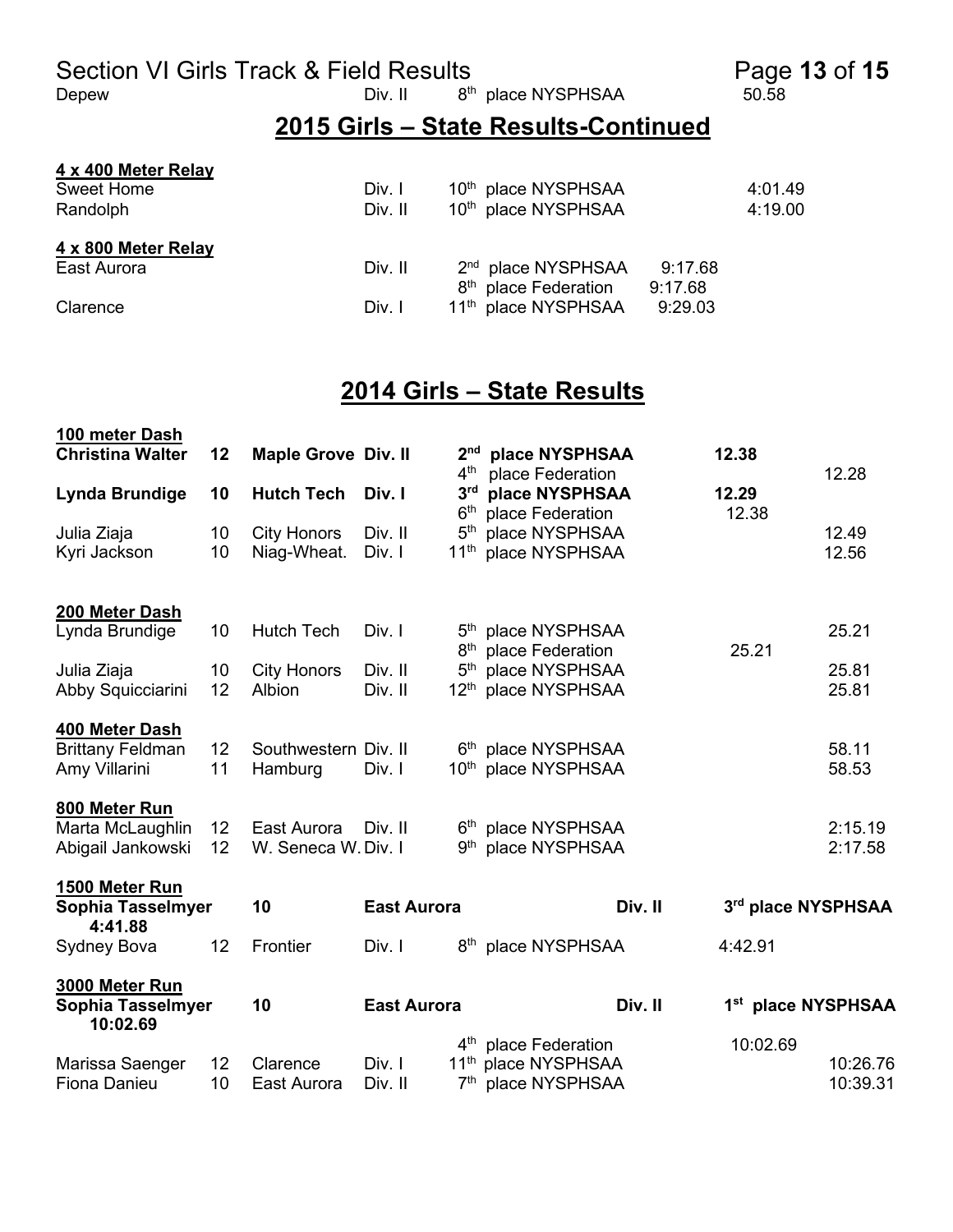Depew Div. II 8th place NYSPHSAA 50.58

## 2015 Girls – State Results-Continued

**4 x 400 Meter Relay**

| | | | |
|---|---|---|---|
| Sweet Home | Div. I | 10th place NYSPHSAA | 4:01.49 |
| Randolph | Div. II | 10th place NYSPHSAA | 4:19.00 |

**4 x 800 Meter Relay**

| | | | |
|---|---|---|---|
| East Aurora | Div. II | 2nd place NYSPHSAA | 9:17.68 |
| | | 8th place Federation | 9:17.68 |
| Clarence | Div. I | 11th place NYSPHSAA | 9:29.03 |

## 2014 Girls – State Results

**100 meter Dash**

| | | | | | | |
|---|---|---|---|---|---|---|
| **Christina Walter** | **12** | **Maple Grove** | **Div. II** | **2nd place NYSPHSAA** | **12.38** | |
| | | | | 4th place Federation | | 12.28 |
| **Lynda Brundige** | **10** | **Hutch Tech** | **Div. I** | **3rd place NYSPHSAA** | **12.29** | |
| | | | | 6th place Federation | 12.38 | |
| Julia Ziaja | 10 | City Honors | Div. II | 5th place NYSPHSAA | | 12.49 |
| Kyri Jackson | 10 | Niag-Wheat. | Div. I | 11th place NYSPHSAA | | 12.56 |

**200 Meter Dash**

| | | | | | | |
|---|---|---|---|---|---|---|
| Lynda Brundige | 10 | Hutch Tech | Div. I | 5th place NYSPHSAA | | 25.21 |
| | | | | 8th place Federation | 25.21 | |
| Julia Ziaja | 10 | City Honors | Div. II | 5th place NYSPHSAA | | 25.81 |
| Abby Squicciarini | 12 | Albion | Div. II | 12th place NYSPHSAA | | 25.81 |

**400 Meter Dash**

| | | | | | |
|---|---|---|---|---|---|
| Brittany Feldman | 12 | Southwestern | Div. II | 6th place NYSPHSAA | 58.11 |
| Amy Villarini | 11 | Hamburg | Div. I | 10th place NYSPHSAA | 58.53 |

**800 Meter Run**

| | | | | | |
|---|---|---|---|---|---|
| Marta McLaughlin | 12 | East Aurora | Div. II | 6th place NYSPHSAA | 2:15.19 |
| Abigail Jankowski | 12 | W. Seneca W. | Div. I | 9th place NYSPHSAA | 2:17.58 |

**1500 Meter Run**

| | | | | | |
|---|---|---|---|---|---|
| **Sophia Tasselmyer** | **10** | **East Aurora** | **Div. II** | **3rd place NYSPHSAA** | **4:41.88** |
| Sydney Bova | 12 | Frontier | Div. I | 8th place NYSPHSAA | 4:42.91 |

**3000 Meter Run**

| | | | | | | |
|---|---|---|---|---|---|---|
| **Sophia Tasselmyer** | **10** | **East Aurora** | **Div. II** | **1st place NYSPHSAA** | **10:02.69** | |
| | | | | 4th place Federation | 10:02.69 | |
| Marissa Saenger | 12 | Clarence | Div. I | 11th place NYSPHSAA | | 10:26.76 |
| Fiona Danieu | 10 | East Aurora | Div. II | 7th place NYSPHSAA | | 10:39.31 |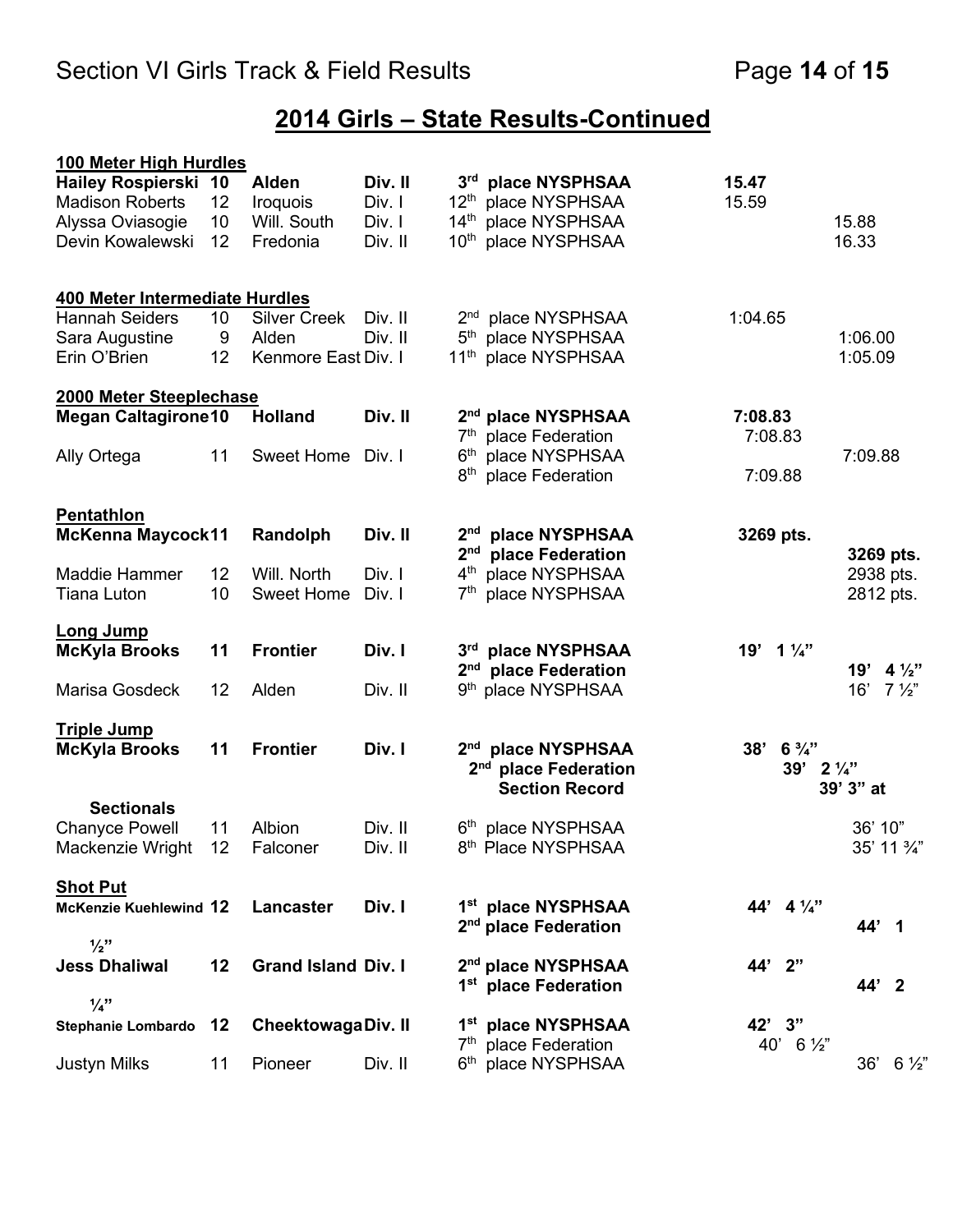## 2014 Girls – State Results-Continued

**100 Meter High Hurdles**

| Name | Grade | School | Division | Place | Mark | Mark |
|---|---|---|---|---|---|---|
| **Hailey Rospierski** | **10** | **Alden** | **Div. II** | **3rd place NYSPHSAA** | **15.47** | |
| Madison Roberts | 12 | Iroquois | Div. I | 12th place NYSPHSAA | 15.59 | |
| Alyssa Oviasogie | 10 | Will. South | Div. I | 14th place NYSPHSAA | | 15.88 |
| Devin Kowalewski | 12 | Fredonia | Div. II | 10th place NYSPHSAA | | 16.33 |

**400 Meter Intermediate Hurdles**

| Name | Grade | School | Division | Place | Mark | Mark |
|---|---|---|---|---|---|---|
| Hannah Seiders | 10 | Silver Creek | Div. II | 2nd place NYSPHSAA | 1:04.65 | |
| Sara Augustine | 9 | Alden | Div. II | 5th place NYSPHSAA | | 1:06.00 |
| Erin O'Brien | 12 | Kenmore East | Div. I | 11th place NYSPHSAA | | 1:05.09 |

**2000 Meter Steeplechase**

| Name | Grade | School | Division | Place | Mark | Mark |
|---|---|---|---|---|---|---|
| **Megan Caltagirone** | **10** | **Holland** | **Div. II** | **2nd place NYSPHSAA** | **7:08.83** | |
| | | | | 7th place Federation | 7:08.83 | |
| Ally Ortega | 11 | Sweet Home | Div. I | 6th place NYSPHSAA | | 7:09.88 |
| | | | | 8th place Federation | 7:09.88 | |

**Pentathlon**

| Name | Grade | School | Division | Place | Mark | Mark |
|---|---|---|---|---|---|---|
| **McKenna Maycock** | **11** | **Randolph** | **Div. II** | **2nd place NYSPHSAA** | **3269 pts.** | |
| | | | | **2nd place Federation** | | **3269 pts.** |
| Maddie Hammer | 12 | Will. North | Div. I | 4th place NYSPHSAA | | 2938 pts. |
| Tiana Luton | 10 | Sweet Home | Div. I | 7th place NYSPHSAA | | 2812 pts. |

**Long Jump**

| Name | Grade | School | Division | Place | Mark | Mark |
|---|---|---|---|---|---|---|
| **McKyla Brooks** | **11** | **Frontier** | **Div. I** | **3rd place NYSPHSAA** | **19' 1 ¼"** | |
| | | | | **2nd place Federation** | | **19' 4 ½"** |
| Marisa Gosdeck | 12 | Alden | Div. II | 9th place NYSPHSAA | | 16' 7 ½" |

**Triple Jump**

| Name | Grade | School | Division | Place | Mark | Mark |
|---|---|---|---|---|---|---|
| **McKyla Brooks** | **11** | **Frontier** | **Div. I** | **2nd place NYSPHSAA** | **38' 6 ¾"** | |
| | | | | **2nd place Federation** | **39' 2 ¼"** | |
| | | | | **Section Record** | | **39' 3" at** |
| **Sectionals** | | | | | | |
| Chanyce Powell | 11 | Albion | Div. II | 6th place NYSPHSAA | | 36' 10" |
| Mackenzie Wright | 12 | Falconer | Div. II | 8th Place NYSPHSAA | | 35' 11 ¾" |

**Shot Put**

| Name | Grade | School | Division | Place | Mark | Mark |
|---|---|---|---|---|---|---|
| **McKenzie Kuehlewind** | **12** | **Lancaster** | **Div. I** | **1st place NYSPHSAA** | **44' 4 ¼"** | |
| | | | | **2nd place Federation** | | **44' 1 ½"** |
| **Jess Dhaliwal** | **12** | **Grand Island** | **Div. I** | **2nd place NYSPHSAA** | **44' 2"** | |
| | | | | **1st place Federation** | | **44' 2 ¼"** |
| **Stephanie Lombardo** | **12** | **Cheektowaga** | **Div. II** | **1st place NYSPHSAA** | **42' 3"** | |
| | | | | 7th place Federation | 40' 6 ½" | |
| Justyn Milks | 11 | Pioneer | Div. II | 6th place NYSPHSAA | | 36' 6 ½" |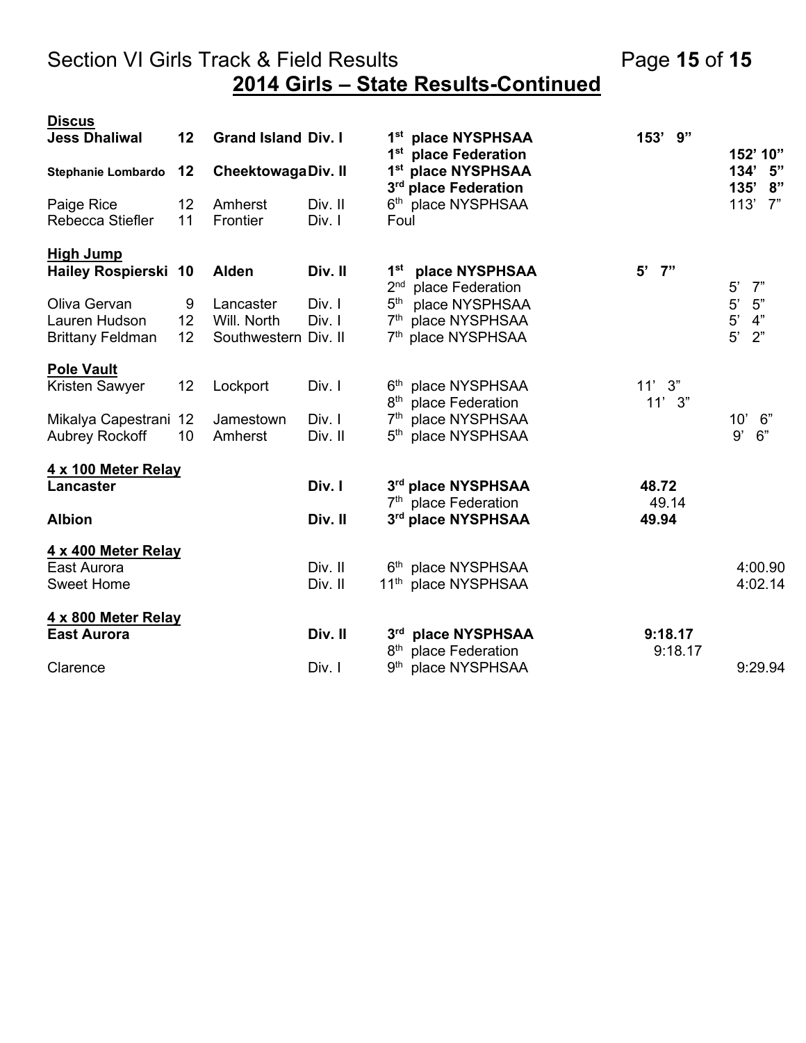## Section VI Girls Track & Field Results

## 2014 Girls – State Results-Continued

**Discus**

| | | | | | | |
|---|---|---|---|---|---|---|
| **Jess Dhaliwal** | **12** | **Grand Island** | **Div. I** | **1st place NYSPHSAA** | **153' 9"** | |
| | | | | **1st place Federation** | | **152' 10"** |
| **Stephanie Lombardo** | **12** | **Cheektowaga** | **Div. II** | **1st place NYSPHSAA** | | **134' 5"** |
| | | | | **3rd place Federation** | | **135' 8"** |
| Paige Rice | 12 | Amherst | Div. II | 6th place NYSPHSAA | | 113' 7" |
| Rebecca Stiefler | 11 | Frontier | Div. I | Foul | | |

**High Jump**

| | | | | | | |
|---|---|---|---|---|---|---|
| **Hailey Rospierski** | **10** | **Alden** | **Div. II** | **1st place NYSPHSAA** | **5' 7"** | |
| | | | | 2nd place Federation | | 5' 7" |
| Oliva Gervan | 9 | Lancaster | Div. I | 5th place NYSPHSAA | | 5' 5" |
| Lauren Hudson | 12 | Will. North | Div. I | 7th place NYSPHSAA | | 5' 4" |
| Brittany Feldman | 12 | Southwestern | Div. II | 7th place NYSPHSAA | | 5' 2" |

**Pole Vault**

| | | | | | | |
|---|---|---|---|---|---|---|
| Kristen Sawyer | 12 | Lockport | Div. I | 6th place NYSPHSAA | 11' 3" | |
| | | | | 8th place Federation | 11' 3" | |
| Mikalya Capestrani | 12 | Jamestown | Div. I | 7th place NYSPHSAA | | 10' 6" |
| Aubrey Rockoff | 10 | Amherst | Div. II | 5th place NYSPHSAA | | 9' 6" |

**4 x 100 Meter Relay**

| | | | | |
|---|---|---|---|---|
| **Lancaster** | **Div. I** | **3rd place NYSPHSAA** | **48.72** | |
| | | 7th place Federation | 49.14 | |
| **Albion** | **Div. II** | **3rd place NYSPHSAA** | **49.94** | |

**4 x 400 Meter Relay**

| | | | | |
|---|---|---|---|---|
| East Aurora | Div. II | 6th place NYSPHSAA | | 4:00.90 |
| Sweet Home | Div. II | 11th place NYSPHSAA | | 4:02.14 |

**4 x 800 Meter Relay**

| | | | | |
|---|---|---|---|---|
| **East Aurora** | **Div. II** | **3rd place NYSPHSAA** | **9:18.17** | |
| | | 8th place Federation | 9:18.17 | |
| Clarence | Div. I | 9th place NYSPHSAA | | 9:29.94 |